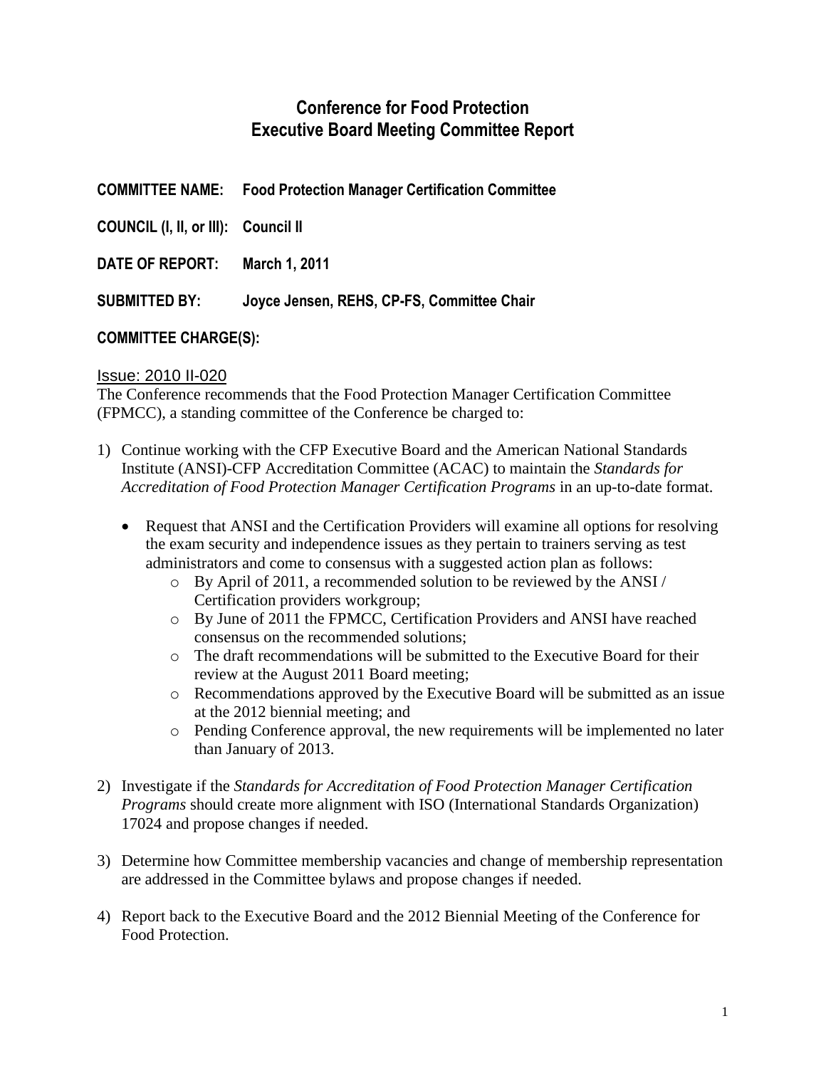# Conference for Food Protection
# Executive Board Meeting Committee Report

**COMMITTEE NAME:** **Food Protection Manager Certification Committee**

**COUNCIL (I, II, or III):** **Council II**

**DATE OF REPORT:** **March 1, 2011**

**SUBMITTED BY:** **Joyce Jensen, REHS, CP-FS, Committee Chair**

**COMMITTEE CHARGE(S):**

Issue: 2010 II-020

The Conference recommends that the Food Protection Manager Certification Committee (FPMCC), a standing committee of the Conference be charged to:

1) Continue working with the CFP Executive Board and the American National Standards Institute (ANSI)-CFP Accreditation Committee (ACAC) to maintain the *Standards for Accreditation of Food Protection Manager Certification Programs* in an up-to-date format.

   - Request that ANSI and the Certification Providers will examine all options for resolving the exam security and independence issues as they pertain to trainers serving as test administrators and come to consensus with a suggested action plan as follows:
     - By April of 2011, a recommended solution to be reviewed by the ANSI / Certification providers workgroup;
     - By June of 2011 the FPMCC, Certification Providers and ANSI have reached consensus on the recommended solutions;
     - The draft recommendations will be submitted to the Executive Board for their review at the August 2011 Board meeting;
     - Recommendations approved by the Executive Board will be submitted as an issue at the 2012 biennial meeting; and
     - Pending Conference approval, the new requirements will be implemented no later than January of 2013.

2) Investigate if the *Standards for Accreditation of Food Protection Manager Certification Programs* should create more alignment with ISO (International Standards Organization) 17024 and propose changes if needed.

3) Determine how Committee membership vacancies and change of membership representation are addressed in the Committee bylaws and propose changes if needed.

4) Report back to the Executive Board and the 2012 Biennial Meeting of the Conference for Food Protection.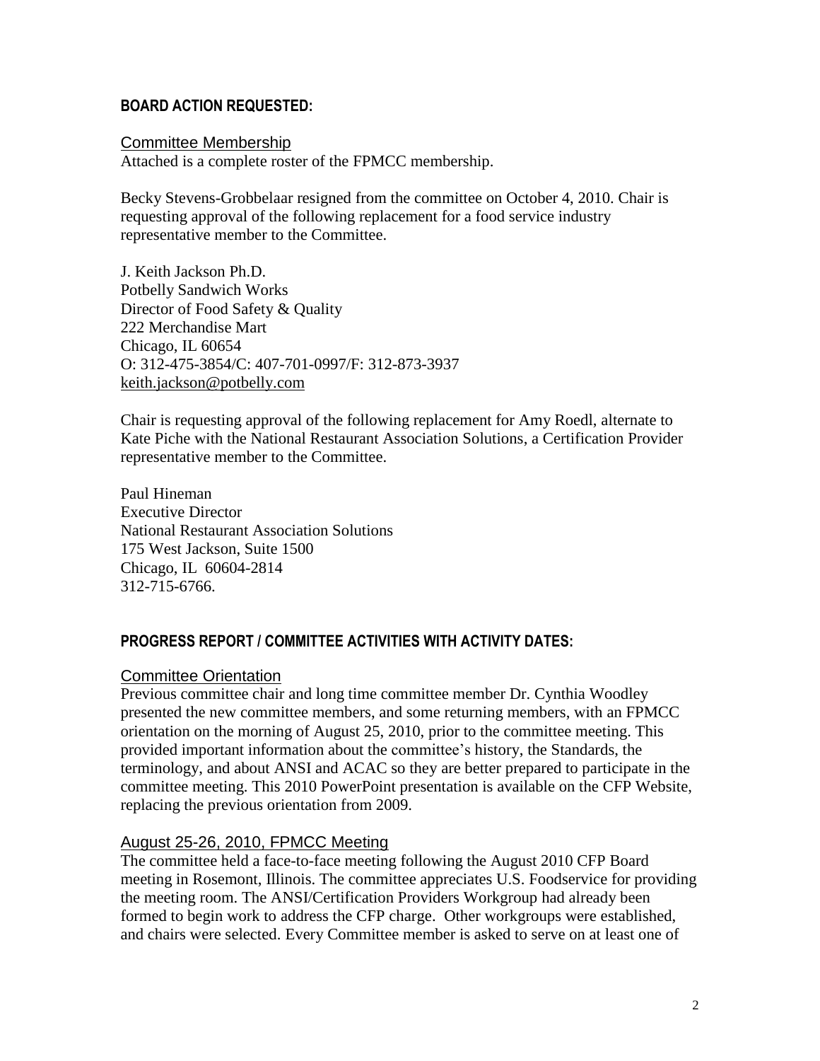## BOARD ACTION REQUESTED:

### Committee Membership

Attached is a complete roster of the FPMCC membership.

Becky Stevens-Grobbelaar resigned from the committee on October 4, 2010. Chair is requesting approval of the following replacement for a food service industry representative member to the Committee.

J. Keith Jackson Ph.D.
Potbelly Sandwich Works
Director of Food Safety & Quality
222 Merchandise Mart
Chicago, IL 60654
O: 312-475-3854/C: 407-701-0997/F: 312-873-3937
keith.jackson@potbelly.com

Chair is requesting approval of the following replacement for Amy Roedl, alternate to Kate Piche with the National Restaurant Association Solutions, a Certification Provider representative member to the Committee.

Paul Hineman
Executive Director
National Restaurant Association Solutions
175 West Jackson, Suite 1500
Chicago, IL 60604-2814
312-715-6766.

## PROGRESS REPORT / COMMITTEE ACTIVITIES WITH ACTIVITY DATES:

### Committee Orientation

Previous committee chair and long time committee member Dr. Cynthia Woodley presented the new committee members, and some returning members, with an FPMCC orientation on the morning of August 25, 2010, prior to the committee meeting. This provided important information about the committee's history, the Standards, the terminology, and about ANSI and ACAC so they are better prepared to participate in the committee meeting. This 2010 PowerPoint presentation is available on the CFP Website, replacing the previous orientation from 2009.

### August 25-26, 2010, FPMCC Meeting

The committee held a face-to-face meeting following the August 2010 CFP Board meeting in Rosemont, Illinois. The committee appreciates U.S. Foodservice for providing the meeting room. The ANSI/Certification Providers Workgroup had already been formed to begin work to address the CFP charge. Other workgroups were established, and chairs were selected. Every Committee member is asked to serve on at least one of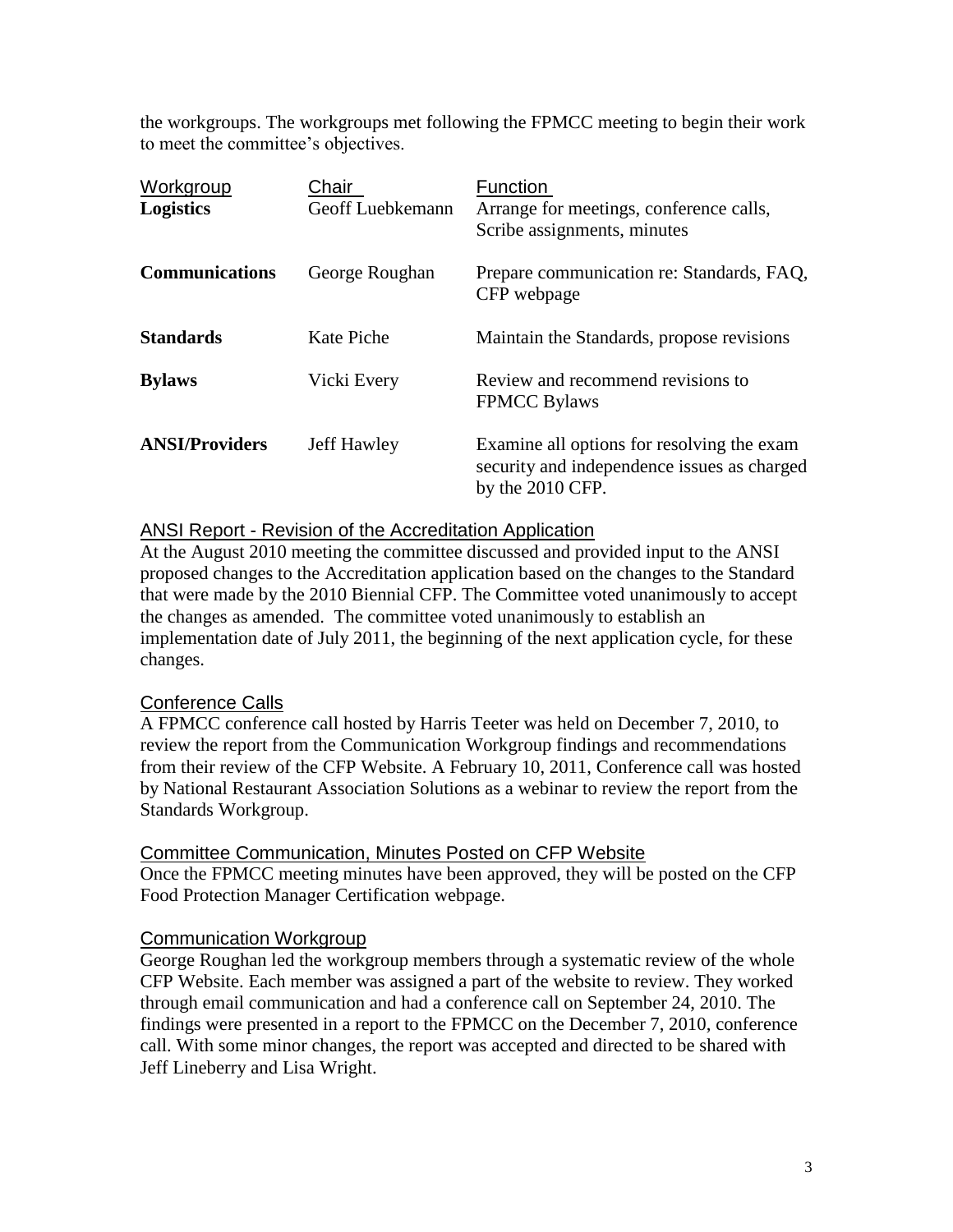the workgroups. The workgroups met following the FPMCC meeting to begin their work to meet the committee's objectives.

| Workgroup | Chair | Function |
| --- | --- | --- |
| **Logistics** | Geoff Luebkemann | Arrange for meetings, conference calls, Scribe assignments, minutes |
| **Communications** | George Roughan | Prepare communication re: Standards, FAQ, CFP webpage |
| **Standards** | Kate Piche | Maintain the Standards, propose revisions |
| **Bylaws** | Vicki Every | Review and recommend revisions to FPMCC Bylaws |
| **ANSI/Providers** | Jeff Hawley | Examine all options for resolving the exam security and independence issues as charged by the 2010 CFP. |

## ANSI Report - Revision of the Accreditation Application

At the August 2010 meeting the committee discussed and provided input to the ANSI proposed changes to the Accreditation application based on the changes to the Standard that were made by the 2010 Biennial CFP. The Committee voted unanimously to accept the changes as amended. The committee voted unanimously to establish an implementation date of July 2011, the beginning of the next application cycle, for these changes.

## Conference Calls

A FPMCC conference call hosted by Harris Teeter was held on December 7, 2010, to review the report from the Communication Workgroup findings and recommendations from their review of the CFP Website. A February 10, 2011, Conference call was hosted by National Restaurant Association Solutions as a webinar to review the report from the Standards Workgroup.

## Committee Communication, Minutes Posted on CFP Website

Once the FPMCC meeting minutes have been approved, they will be posted on the CFP Food Protection Manager Certification webpage.

## Communication Workgroup

George Roughan led the workgroup members through a systematic review of the whole CFP Website. Each member was assigned a part of the website to review. They worked through email communication and had a conference call on September 24, 2010. The findings were presented in a report to the FPMCC on the December 7, 2010, conference call. With some minor changes, the report was accepted and directed to be shared with Jeff Lineberry and Lisa Wright.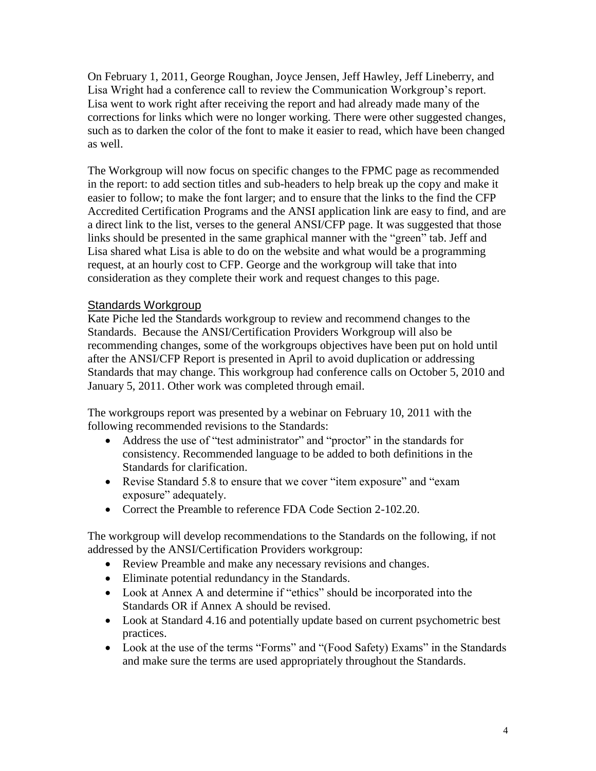On February 1, 2011, George Roughan, Joyce Jensen, Jeff Hawley, Jeff Lineberry, and Lisa Wright had a conference call to review the Communication Workgroup's report. Lisa went to work right after receiving the report and had already made many of the corrections for links which were no longer working. There were other suggested changes, such as to darken the color of the font to make it easier to read, which have been changed as well.

The Workgroup will now focus on specific changes to the FPMC page as recommended in the report: to add section titles and sub-headers to help break up the copy and make it easier to follow; to make the font larger; and to ensure that the links to the find the CFP Accredited Certification Programs and the ANSI application link are easy to find, and are a direct link to the list, verses to the general ANSI/CFP page. It was suggested that those links should be presented in the same graphical manner with the "green" tab. Jeff and Lisa shared what Lisa is able to do on the website and what would be a programming request, at an hourly cost to CFP. George and the workgroup will take that into consideration as they complete their work and request changes to this page.

## Standards Workgroup

Kate Piche led the Standards workgroup to review and recommend changes to the Standards. Because the ANSI/Certification Providers Workgroup will also be recommending changes, some of the workgroups objectives have been put on hold until after the ANSI/CFP Report is presented in April to avoid duplication or addressing Standards that may change. This workgroup had conference calls on October 5, 2010 and January 5, 2011. Other work was completed through email.

The workgroups report was presented by a webinar on February 10, 2011 with the following recommended revisions to the Standards:

- Address the use of "test administrator" and "proctor" in the standards for consistency. Recommended language to be added to both definitions in the Standards for clarification.
- Revise Standard 5.8 to ensure that we cover "item exposure" and "exam exposure" adequately.
- Correct the Preamble to reference FDA Code Section 2-102.20.

The workgroup will develop recommendations to the Standards on the following, if not addressed by the ANSI/Certification Providers workgroup:

- Review Preamble and make any necessary revisions and changes.
- Eliminate potential redundancy in the Standards.
- Look at Annex A and determine if "ethics" should be incorporated into the Standards OR if Annex A should be revised.
- Look at Standard 4.16 and potentially update based on current psychometric best practices.
- Look at the use of the terms "Forms" and "(Food Safety) Exams" in the Standards and make sure the terms are used appropriately throughout the Standards.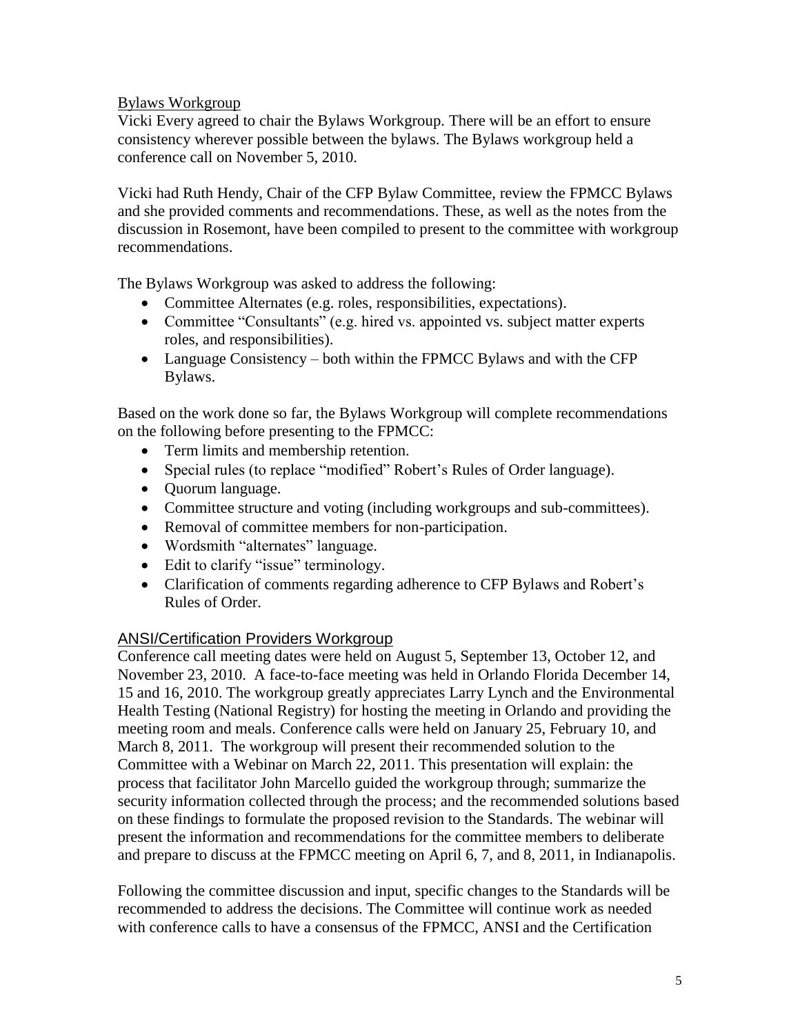## Bylaws Workgroup

Vicki Every agreed to chair the Bylaws Workgroup. There will be an effort to ensure consistency wherever possible between the bylaws. The Bylaws workgroup held a conference call on November 5, 2010.

Vicki had Ruth Hendy, Chair of the CFP Bylaw Committee, review the FPMCC Bylaws and she provided comments and recommendations. These, as well as the notes from the discussion in Rosemont, have been compiled to present to the committee with workgroup recommendations.

The Bylaws Workgroup was asked to address the following:

- Committee Alternates (e.g. roles, responsibilities, expectations).
- Committee "Consultants" (e.g. hired vs. appointed vs. subject matter experts roles, and responsibilities).
- Language Consistency – both within the FPMCC Bylaws and with the CFP Bylaws.

Based on the work done so far, the Bylaws Workgroup will complete recommendations on the following before presenting to the FPMCC:

- Term limits and membership retention.
- Special rules (to replace "modified" Robert's Rules of Order language).
- Quorum language.
- Committee structure and voting (including workgroups and sub-committees).
- Removal of committee members for non-participation.
- Wordsmith "alternates" language.
- Edit to clarify "issue" terminology.
- Clarification of comments regarding adherence to CFP Bylaws and Robert's Rules of Order.

## ANSI/Certification Providers Workgroup

Conference call meeting dates were held on August 5, September 13, October 12, and November 23, 2010. A face-to-face meeting was held in Orlando Florida December 14, 15 and 16, 2010. The workgroup greatly appreciates Larry Lynch and the Environmental Health Testing (National Registry) for hosting the meeting in Orlando and providing the meeting room and meals. Conference calls were held on January 25, February 10, and March 8, 2011. The workgroup will present their recommended solution to the Committee with a Webinar on March 22, 2011. This presentation will explain: the process that facilitator John Marcello guided the workgroup through; summarize the security information collected through the process; and the recommended solutions based on these findings to formulate the proposed revision to the Standards. The webinar will present the information and recommendations for the committee members to deliberate and prepare to discuss at the FPMCC meeting on April 6, 7, and 8, 2011, in Indianapolis.

Following the committee discussion and input, specific changes to the Standards will be recommended to address the decisions. The Committee will continue work as needed with conference calls to have a consensus of the FPMCC, ANSI and the Certification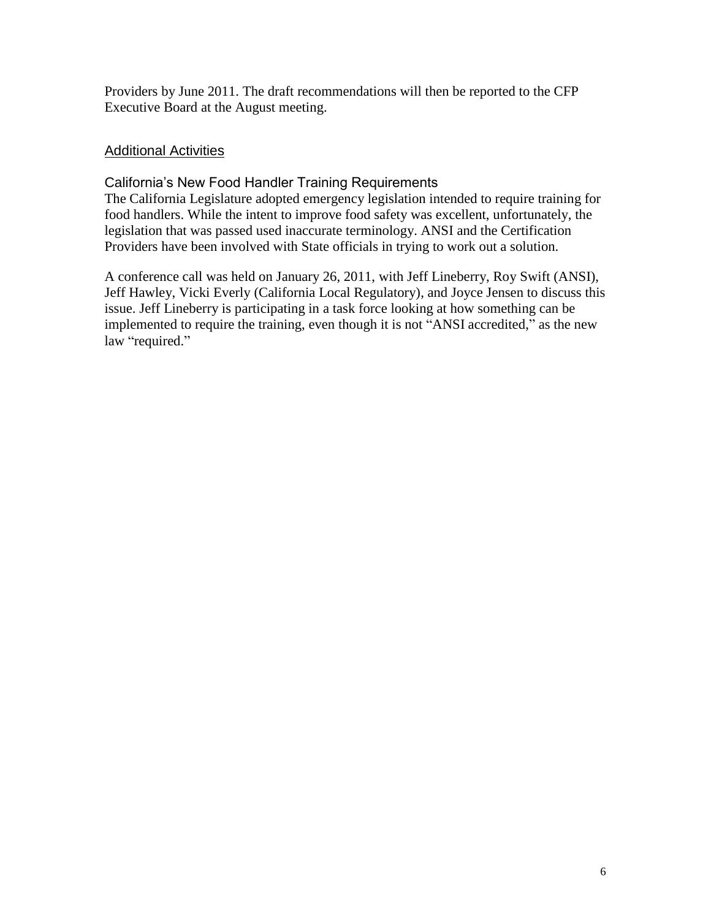Providers by June 2011. The draft recommendations will then be reported to the CFP Executive Board at the August meeting.

## Additional Activities

### California's New Food Handler Training Requirements

The California Legislature adopted emergency legislation intended to require training for food handlers. While the intent to improve food safety was excellent, unfortunately, the legislation that was passed used inaccurate terminology. ANSI and the Certification Providers have been involved with State officials in trying to work out a solution.

A conference call was held on January 26, 2011, with Jeff Lineberry, Roy Swift (ANSI), Jeff Hawley, Vicki Everly (California Local Regulatory), and Joyce Jensen to discuss this issue. Jeff Lineberry is participating in a task force looking at how something can be implemented to require the training, even though it is not "ANSI accredited," as the new law "required."